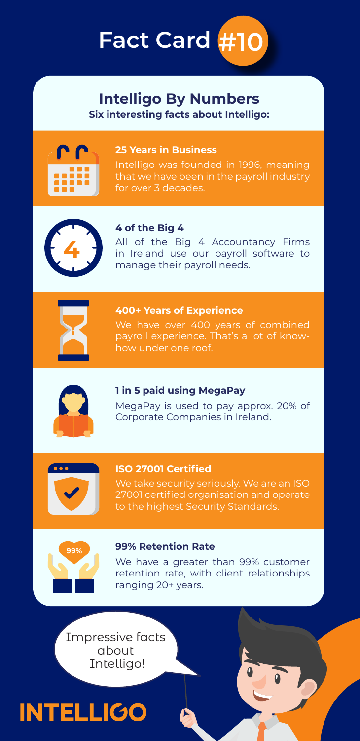# Fact Card #10

## Intelligo By Numbers

**Six interesting facts about Intelligo:**

### 25 Years in Business

Intelligo was founded in 1996, meaning that we have been in the payroll industry for over 3 decades.

### 4 of the Big 4

All of the Big 4 Accountancy Firms in Ireland use our payroll software to manage their payroll needs.

### 400+ Years of Experience

We have over 400 years of combined payroll experience. That's a lot of know-how under one roof.

### 1 in 5 paid using MegaPay

MegaPay is used to pay approx. 20% of Corporate Companies in Ireland.

### ISO 27001 Certified

We take security seriously. We are an ISO 27001 certified organisation and operate to the highest Security Standards.

### 99% Retention Rate

We have a greater than 99% customer retention rate, with client relationships ranging 20+ years.

Impressive facts about Intelligo!

INTELLIGO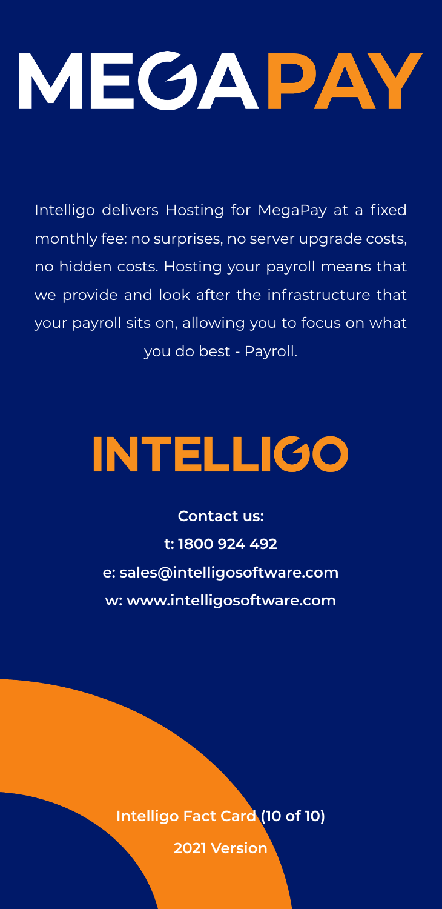# MEGAPAY

Intelligo delivers Hosting for MegaPay at a fixed monthly fee: no surprises, no server upgrade costs, no hidden costs. Hosting your payroll means that we provide and look after the infrastructure that your payroll sits on, allowing you to focus on what you do best - Payroll.

## INTELLIGO

**Contact us:**

**t: 1800 924 492**

**e: sales@intelligosoftware.com**

**w: www.intelligosoftware.com**

**Intelligo Fact Card (10 of 10)**

**2021 Version**